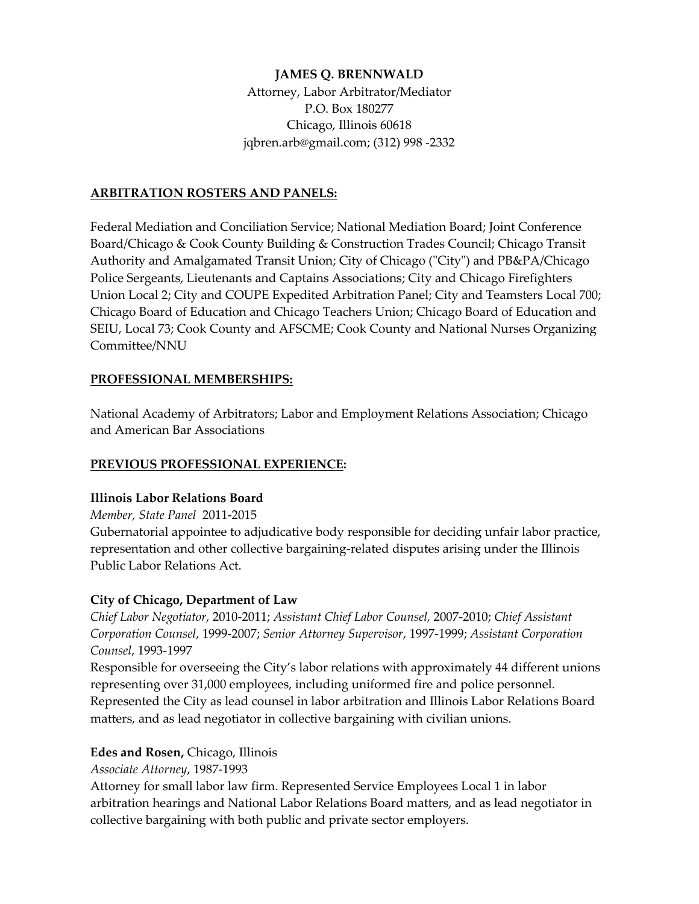**JAMES Q. BRENNWALD**

Attorney, Labor Arbitrator/Mediator
P.O. Box 180277
Chicago, Illinois 60618
jqbren.arb@gmail.com; (312) 998 -2332

## ARBITRATION ROSTERS AND PANELS:

Federal Mediation and Conciliation Service; National Mediation Board; Joint Conference Board/Chicago & Cook County Building & Construction Trades Council; Chicago Transit Authority and Amalgamated Transit Union; City of Chicago ("City") and PB&PA/Chicago Police Sergeants, Lieutenants and Captains Associations; City and Chicago Firefighters Union Local 2; City and COUPE Expedited Arbitration Panel; City and Teamsters Local 700; Chicago Board of Education and Chicago Teachers Union; Chicago Board of Education and SEIU, Local 73; Cook County and AFSCME; Cook County and National Nurses Organizing Committee/NNU

## PROFESSIONAL MEMBERSHIPS:

National Academy of Arbitrators; Labor and Employment Relations Association; Chicago and American Bar Associations

## PREVIOUS PROFESSIONAL EXPERIENCE:

**Illinois Labor Relations Board**

*Member, State Panel* 2011-2015

Gubernatorial appointee to adjudicative body responsible for deciding unfair labor practice, representation and other collective bargaining-related disputes arising under the Illinois Public Labor Relations Act.

**City of Chicago, Department of Law**

*Chief Labor Negotiator*, 2010-2011; *Assistant Chief Labor Counsel,* 2007-2010; *Chief Assistant Corporation Counsel*, 1999-2007; *Senior Attorney Supervisor*, 1997-1999; *Assistant Corporation Counsel*, 1993-1997

Responsible for overseeing the City's labor relations with approximately 44 different unions representing over 31,000 employees, including uniformed fire and police personnel. Represented the City as lead counsel in labor arbitration and Illinois Labor Relations Board matters, and as lead negotiator in collective bargaining with civilian unions.

**Edes and Rosen,** Chicago, Illinois

*Associate Attorney*, 1987-1993

Attorney for small labor law firm. Represented Service Employees Local 1 in labor arbitration hearings and National Labor Relations Board matters, and as lead negotiator in collective bargaining with both public and private sector employers.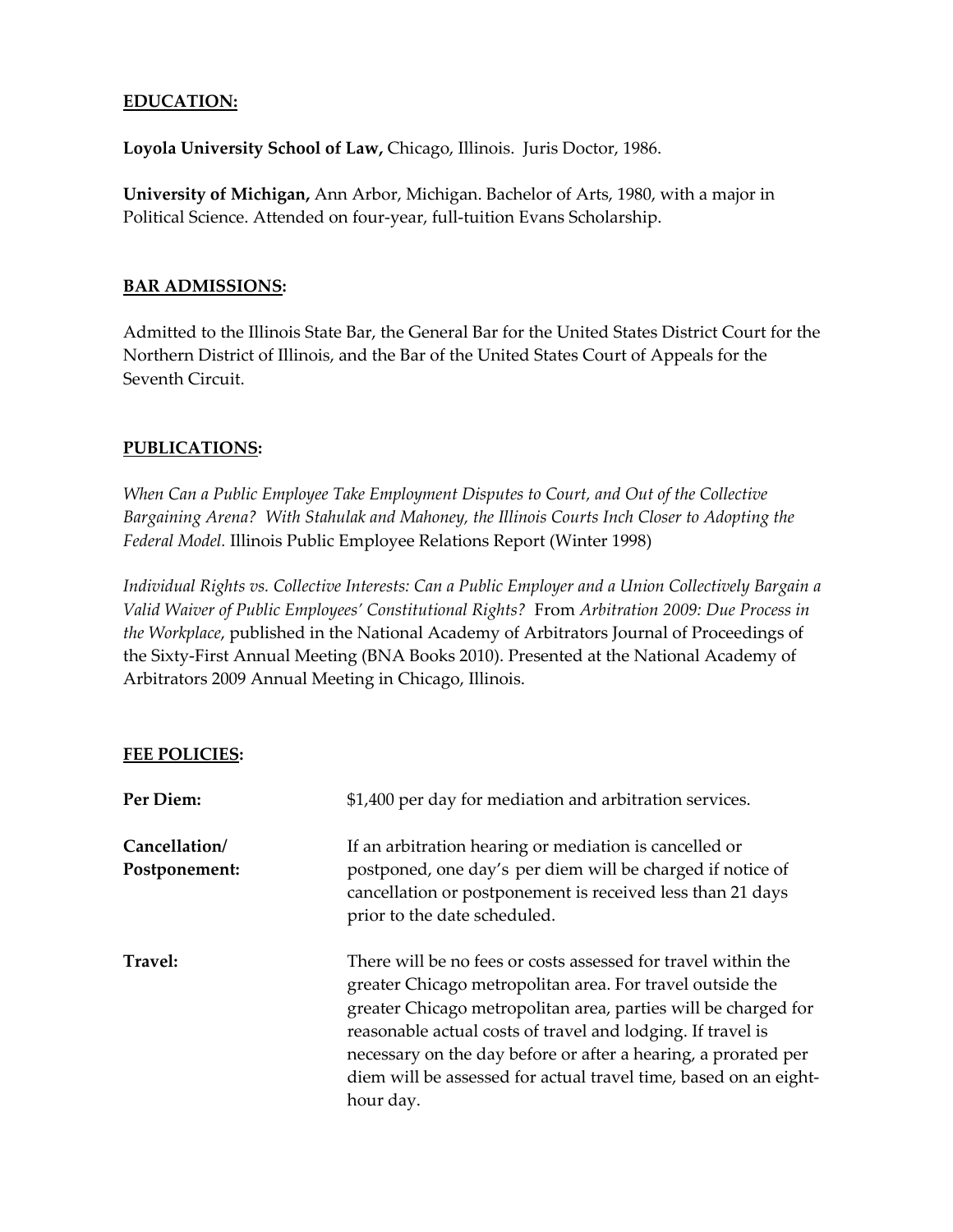## EDUCATION:

**Loyola University School of Law,** Chicago, Illinois. Juris Doctor, 1986.

**University of Michigan,** Ann Arbor, Michigan. Bachelor of Arts, 1980, with a major in Political Science. Attended on four-year, full-tuition Evans Scholarship.

## BAR ADMISSIONS:

Admitted to the Illinois State Bar, the General Bar for the United States District Court for the Northern District of Illinois, and the Bar of the United States Court of Appeals for the Seventh Circuit.

## PUBLICATIONS:

*When Can a Public Employee Take Employment Disputes to Court, and Out of the Collective Bargaining Arena? With Stahulak and Mahoney, the Illinois Courts Inch Closer to Adopting the Federal Model.* Illinois Public Employee Relations Report (Winter 1998)

*Individual Rights vs. Collective Interests: Can a Public Employer and a Union Collectively Bargain a Valid Waiver of Public Employees' Constitutional Rights?* From *Arbitration 2009: Due Process in the Workplace*, published in the National Academy of Arbitrators Journal of Proceedings of the Sixty-First Annual Meeting (BNA Books 2010). Presented at the National Academy of Arbitrators 2009 Annual Meeting in Chicago, Illinois.

## FEE POLICIES:

| | |
|---|---|
| **Per Diem:** | $1,400 per day for mediation and arbitration services. |
| **Cancellation/ Postponement:** | If an arbitration hearing or mediation is cancelled or postponed, one day's per diem will be charged if notice of cancellation or postponement is received less than 21 days prior to the date scheduled. |
| **Travel:** | There will be no fees or costs assessed for travel within the greater Chicago metropolitan area. For travel outside the greater Chicago metropolitan area, parties will be charged for reasonable actual costs of travel and lodging. If travel is necessary on the day before or after a hearing, a prorated per diem will be assessed for actual travel time, based on an eight-hour day. |